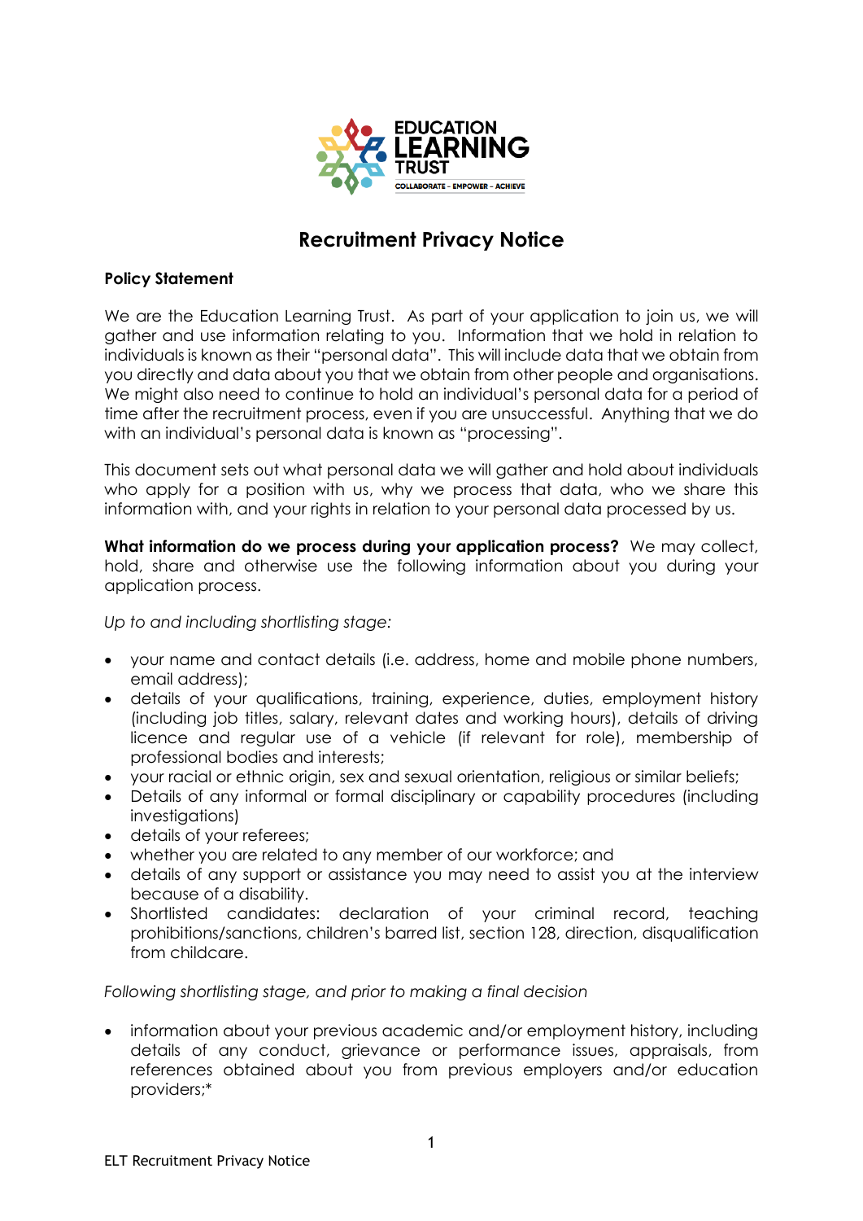# Recruitment Privacy Notice

**Policy Statement**

We are the Education Learning Trust. As part of your application to join us, we will gather and use information relating to you. Information that we hold in relation to individuals is known as their "personal data". This will include data that we obtain from you directly and data about you that we obtain from other people and organisations. We might also need to continue to hold an individual's personal data for a period of time after the recruitment process, even if you are unsuccessful. Anything that we do with an individual's personal data is known as "processing".

This document sets out what personal data we will gather and hold about individuals who apply for a position with us, why we process that data, who we share this information with, and your rights in relation to your personal data processed by us.

**What information do we process during your application process?** We may collect, hold, share and otherwise use the following information about you during your application process.

*Up to and including shortlisting stage:*

- your name and contact details (i.e. address, home and mobile phone numbers, email address);
- details of your qualifications, training, experience, duties, employment history (including job titles, salary, relevant dates and working hours), details of driving licence and regular use of a vehicle (if relevant for role), membership of professional bodies and interests;
- your racial or ethnic origin, sex and sexual orientation, religious or similar beliefs;
- Details of any informal or formal disciplinary or capability procedures (including investigations)
- details of your referees;
- whether you are related to any member of our workforce; and
- details of any support or assistance you may need to assist you at the interview because of a disability.
- Shortlisted candidates: declaration of your criminal record, teaching prohibitions/sanctions, children's barred list, section 128, direction, disqualification from childcare.

*Following shortlisting stage, and prior to making a final decision*

- information about your previous academic and/or employment history, including details of any conduct, grievance or performance issues, appraisals, from references obtained about you from previous employers and/or education providers;*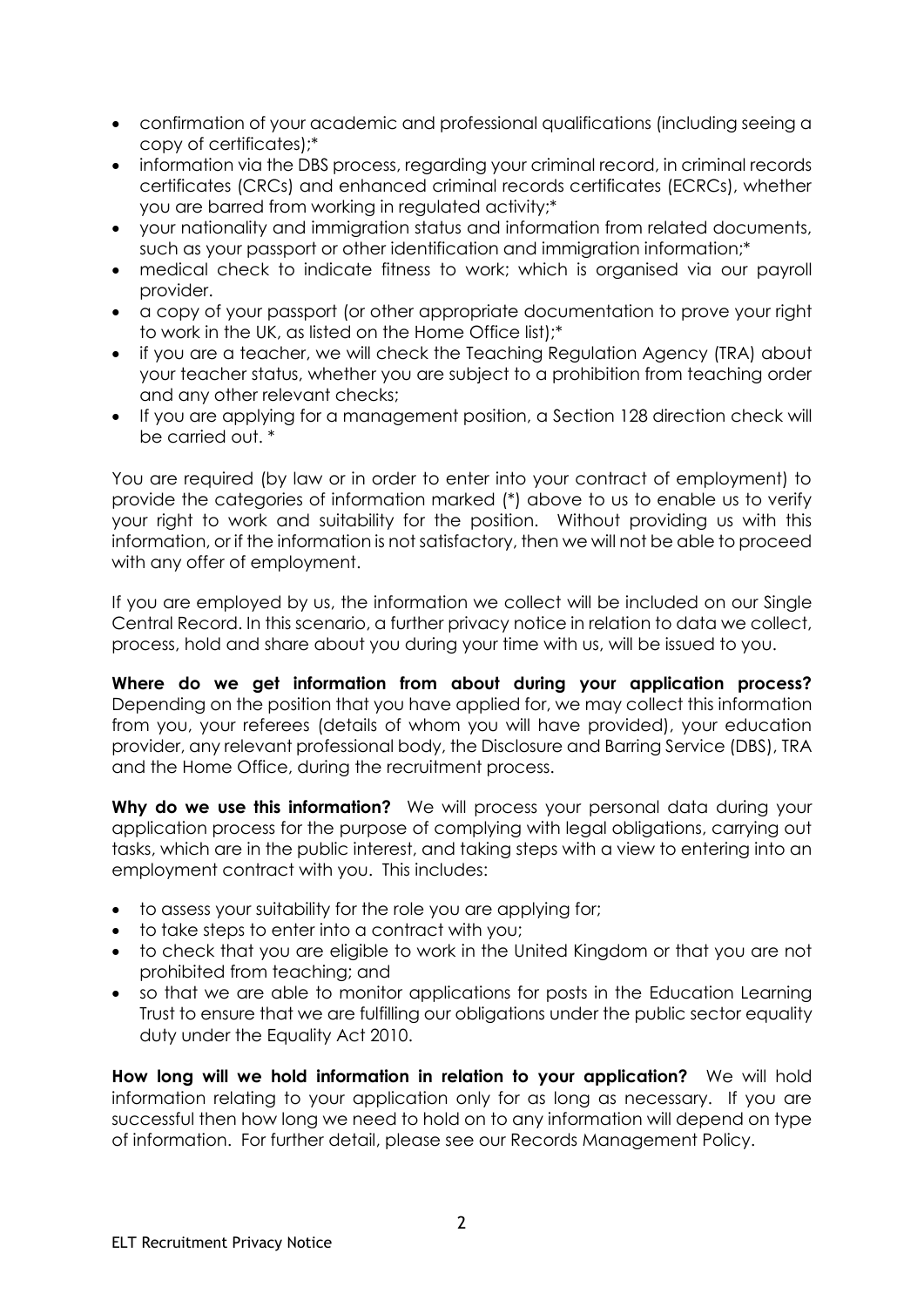- confirmation of your academic and professional qualifications (including seeing a copy of certificates);*
- information via the DBS process, regarding your criminal record, in criminal records certificates (CRCs) and enhanced criminal records certificates (ECRCs), whether you are barred from working in regulated activity;*
- your nationality and immigration status and information from related documents, such as your passport or other identification and immigration information;*
- medical check to indicate fitness to work; which is organised via our payroll provider.
- a copy of your passport (or other appropriate documentation to prove your right to work in the UK, as listed on the Home Office list);*
- if you are a teacher, we will check the Teaching Regulation Agency (TRA) about your teacher status, whether you are subject to a prohibition from teaching order and any other relevant checks;
- If you are applying for a management position, a Section 128 direction check will be carried out. *

You are required (by law or in order to enter into your contract of employment) to provide the categories of information marked (*) above to us to enable us to verify your right to work and suitability for the position. Without providing us with this information, or if the information is not satisfactory, then we will not be able to proceed with any offer of employment.

If you are employed by us, the information we collect will be included on our Single Central Record. In this scenario, a further privacy notice in relation to data we collect, process, hold and share about you during your time with us, will be issued to you.

**Where do we get information from about during your application process?** Depending on the position that you have applied for, we may collect this information from you, your referees (details of whom you will have provided), your education provider, any relevant professional body, the Disclosure and Barring Service (DBS), TRA and the Home Office, during the recruitment process.

**Why do we use this information?** We will process your personal data during your application process for the purpose of complying with legal obligations, carrying out tasks, which are in the public interest, and taking steps with a view to entering into an employment contract with you. This includes:

- to assess your suitability for the role you are applying for;
- to take steps to enter into a contract with you;
- to check that you are eligible to work in the United Kingdom or that you are not prohibited from teaching; and
- so that we are able to monitor applications for posts in the Education Learning Trust to ensure that we are fulfilling our obligations under the public sector equality duty under the Equality Act 2010.

**How long will we hold information in relation to your application?** We will hold information relating to your application only for as long as necessary. If you are successful then how long we need to hold on to any information will depend on type of information. For further detail, please see our Records Management Policy.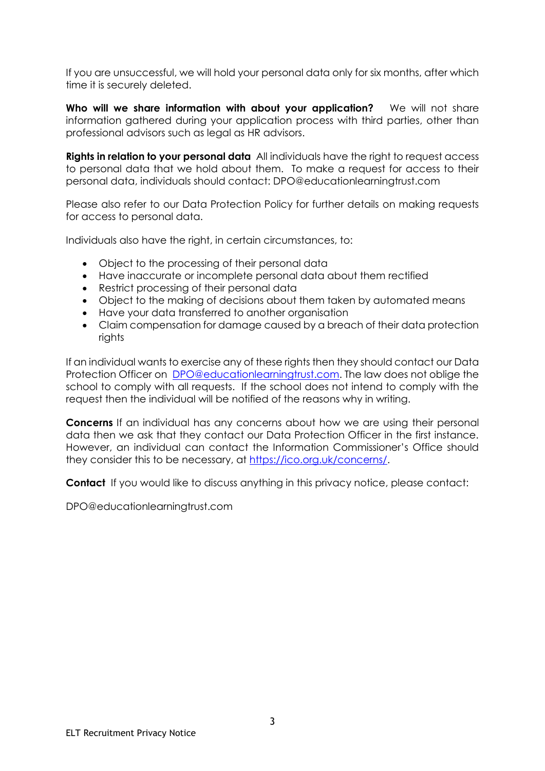If you are unsuccessful, we will hold your personal data only for six months, after which time it is securely deleted.

**Who will we share information with about your application?** We will not share information gathered during your application process with third parties, other than professional advisors such as legal as HR advisors.

**Rights in relation to your personal data** All individuals have the right to request access to personal data that we hold about them. To make a request for access to their personal data, individuals should contact: DPO@educationlearningtrust.com

Please also refer to our Data Protection Policy for further details on making requests for access to personal data.

Individuals also have the right, in certain circumstances, to:

- Object to the processing of their personal data
- Have inaccurate or incomplete personal data about them rectified
- Restrict processing of their personal data
- Object to the making of decisions about them taken by automated means
- Have your data transferred to another organisation
- Claim compensation for damage caused by a breach of their data protection rights

If an individual wants to exercise any of these rights then they should contact our Data Protection Officer on DPO@educationlearningtrust.com. The law does not oblige the school to comply with all requests. If the school does not intend to comply with the request then the individual will be notified of the reasons why in writing.

**Concerns** If an individual has any concerns about how we are using their personal data then we ask that they contact our Data Protection Officer in the first instance. However, an individual can contact the Information Commissioner's Office should they consider this to be necessary, at https://ico.org.uk/concerns/.

**Contact** If you would like to discuss anything in this privacy notice, please contact:

DPO@educationlearningtrust.com